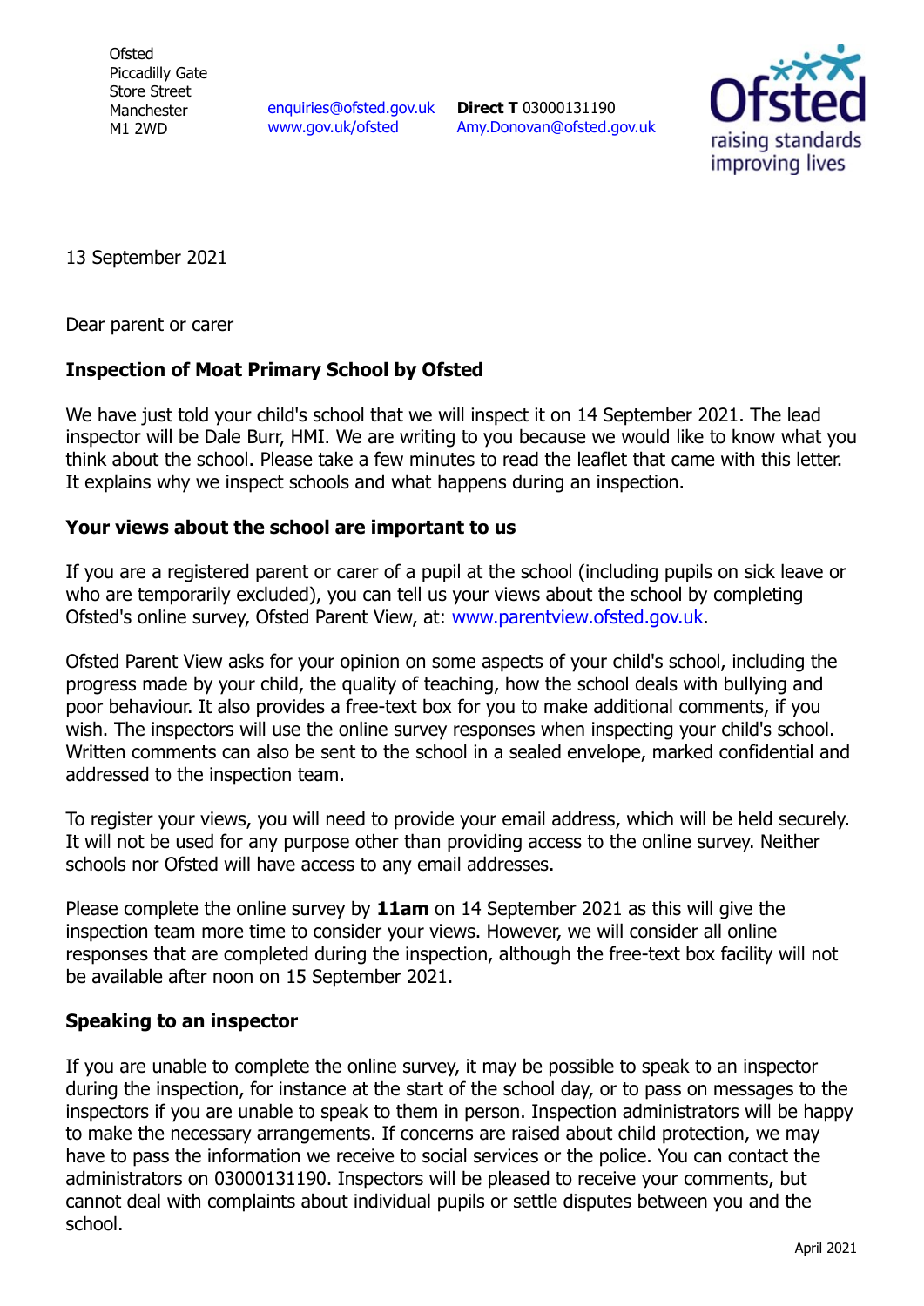Ofsted
Piccadilly Gate
Store Street
Manchester
M1 2WD

enquiries@ofsted.gov.uk
www.gov.uk/ofsted

**Direct T** 03000131190
Amy.Donovan@ofsted.gov.uk

Ofsted
raising standards
improving lives

13 September 2021

Dear parent or carer

**Inspection of Moat Primary School by Ofsted**

We have just told your child's school that we will inspect it on 14 September 2021. The lead inspector will be Dale Burr, HMI. We are writing to you because we would like to know what you think about the school. Please take a few minutes to read the leaflet that came with this letter. It explains why we inspect schools and what happens during an inspection.

**Your views about the school are important to us**

If you are a registered parent or carer of a pupil at the school (including pupils on sick leave or who are temporarily excluded), you can tell us your views about the school by completing Ofsted's online survey, Ofsted Parent View, at: www.parentview.ofsted.gov.uk.

Ofsted Parent View asks for your opinion on some aspects of your child's school, including the progress made by your child, the quality of teaching, how the school deals with bullying and poor behaviour. It also provides a free-text box for you to make additional comments, if you wish. The inspectors will use the online survey responses when inspecting your child's school. Written comments can also be sent to the school in a sealed envelope, marked confidential and addressed to the inspection team.

To register your views, you will need to provide your email address, which will be held securely. It will not be used for any purpose other than providing access to the online survey. Neither schools nor Ofsted will have access to any email addresses.

Please complete the online survey by **11am** on 14 September 2021 as this will give the inspection team more time to consider your views. However, we will consider all online responses that are completed during the inspection, although the free-text box facility will not be available after noon on 15 September 2021.

**Speaking to an inspector**

If you are unable to complete the online survey, it may be possible to speak to an inspector during the inspection, for instance at the start of the school day, or to pass on messages to the inspectors if you are unable to speak to them in person. Inspection administrators will be happy to make the necessary arrangements. If concerns are raised about child protection, we may have to pass the information we receive to social services or the police. You can contact the administrators on 03000131190. Inspectors will be pleased to receive your comments, but cannot deal with complaints about individual pupils or settle disputes between you and the school.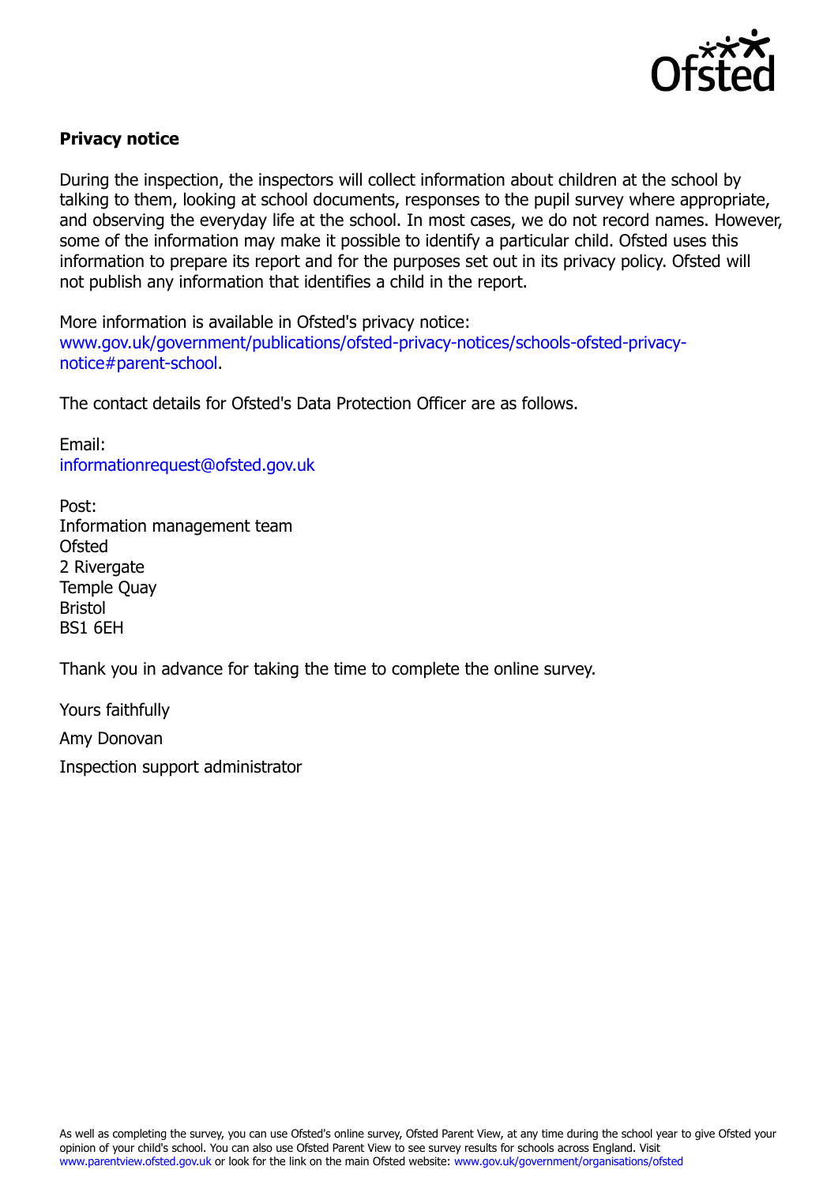**Privacy notice**

During the inspection, the inspectors will collect information about children at the school by talking to them, looking at school documents, responses to the pupil survey where appropriate, and observing the everyday life at the school. In most cases, we do not record names. However, some of the information may make it possible to identify a particular child. Ofsted uses this information to prepare its report and for the purposes set out in its privacy policy. Ofsted will not publish any information that identifies a child in the report.

More information is available in Ofsted's privacy notice:
www.gov.uk/government/publications/ofsted-privacy-notices/schools-ofsted-privacy-notice#parent-school.

The contact details for Ofsted's Data Protection Officer are as follows.

Email:
informationrequest@ofsted.gov.uk

Post:
Information management team
Ofsted
2 Rivergate
Temple Quay
Bristol
BS1 6EH

Thank you in advance for taking the time to complete the online survey.

Yours faithfully

Amy Donovan

Inspection support administrator

As well as completing the survey, you can use Ofsted's online survey, Ofsted Parent View, at any time during the school year to give Ofsted your opinion of your child's school. You can also use Ofsted Parent View to see survey results for schools across England. Visit www.parentview.ofsted.gov.uk or look for the link on the main Ofsted website: www.gov.uk/government/organisations/ofsted